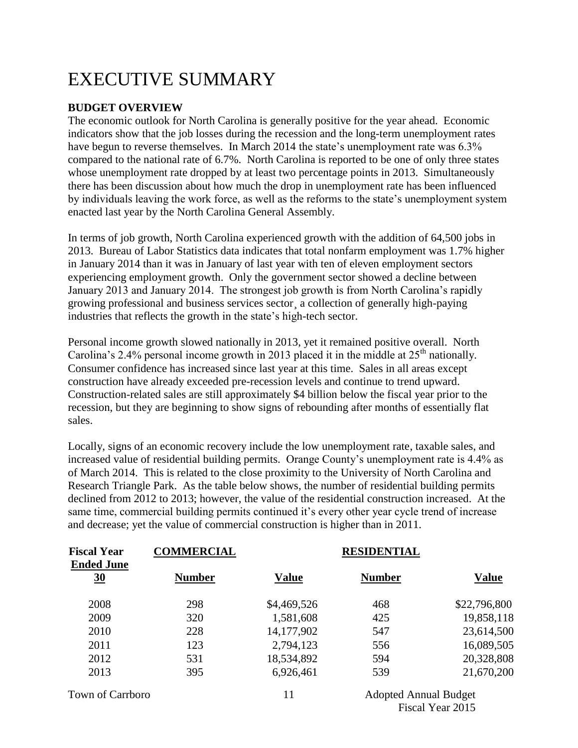# EXECUTIVE SUMMARY

**BUDGET OVERVIEW**

The economic outlook for North Carolina is generally positive for the year ahead. Economic indicators show that the job losses during the recession and the long-term unemployment rates have begun to reverse themselves. In March 2014 the state's unemployment rate was 6.3% compared to the national rate of 6.7%. North Carolina is reported to be one of only three states whose unemployment rate dropped by at least two percentage points in 2013. Simultaneously there has been discussion about how much the drop in unemployment rate has been influenced by individuals leaving the work force, as well as the reforms to the state's unemployment system enacted last year by the North Carolina General Assembly.

In terms of job growth, North Carolina experienced growth with the addition of 64,500 jobs in 2013. Bureau of Labor Statistics data indicates that total nonfarm employment was 1.7% higher in January 2014 than it was in January of last year with ten of eleven employment sectors experiencing employment growth. Only the government sector showed a decline between January 2013 and January 2014. The strongest job growth is from North Carolina's rapidly growing professional and business services sector¸ a collection of generally high-paying industries that reflects the growth in the state's high-tech sector.

Personal income growth slowed nationally in 2013, yet it remained positive overall. North Carolina's 2.4% personal income growth in 2013 placed it in the middle at 25th nationally. Consumer confidence has increased since last year at this time. Sales in all areas except construction have already exceeded pre-recession levels and continue to trend upward. Construction-related sales are still approximately $4 billion below the fiscal year prior to the recession, but they are beginning to show signs of rebounding after months of essentially flat sales.

Locally, signs of an economic recovery include the low unemployment rate, taxable sales, and increased value of residential building permits. Orange County's unemployment rate is 4.4% as of March 2014. This is related to the close proximity to the University of North Carolina and Research Triangle Park. As the table below shows, the number of residential building permits declined from 2012 to 2013; however, the value of the residential construction increased. At the same time, commercial building permits continued it's every other year cycle trend of increase and decrease; yet the value of commercial construction is higher than in 2011.

| Fiscal Year Ended June 30 | COMMERCIAL | | RESIDENTIAL | |
|---|---|---|---|---|
| | **Number** | **Value** | **Number** | **Value** |
| 2008 | 298 | $4,469,526 | 468 | $22,796,800 |
| 2009 | 320 | 1,581,608 | 425 | 19,858,118 |
| 2010 | 228 | 14,177,902 | 547 | 23,614,500 |
| 2011 | 123 | 2,794,123 | 556 | 16,089,505 |
| 2012 | 531 | 18,534,892 | 594 | 20,328,808 |
| 2013 | 395 | 6,926,461 | 539 | 21,670,200 |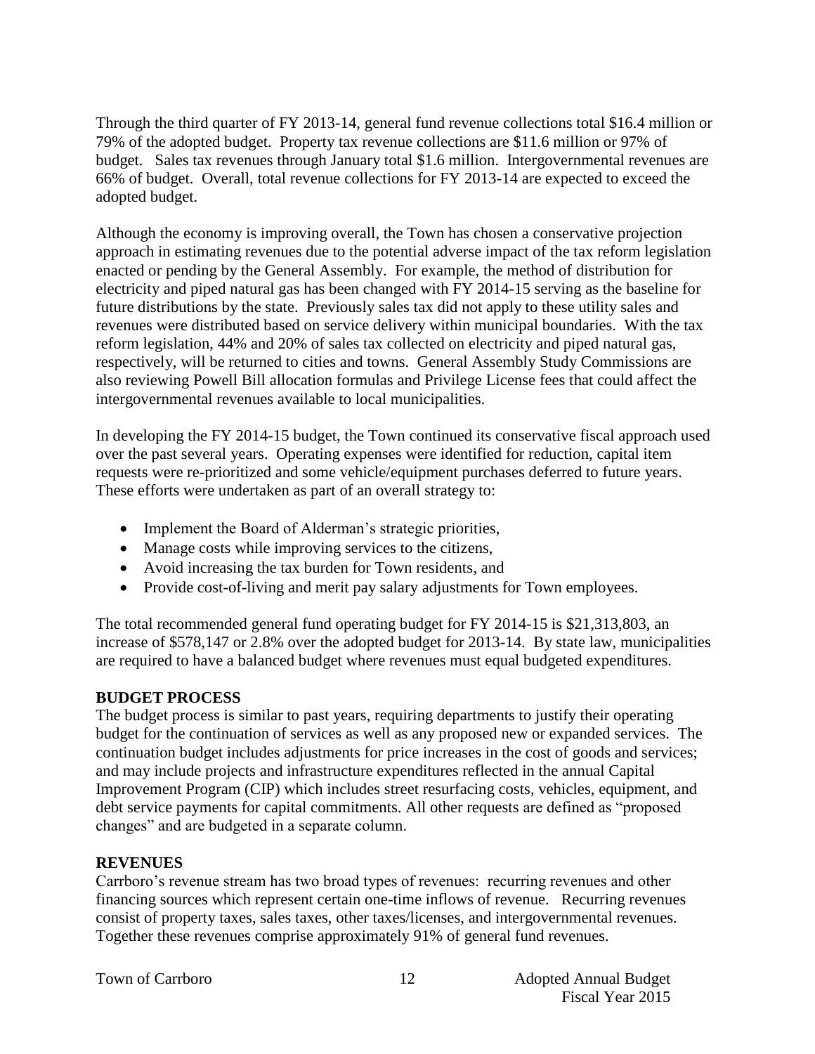Through the third quarter of FY 2013-14, general fund revenue collections total $16.4 million or 79% of the adopted budget. Property tax revenue collections are $11.6 million or 97% of budget. Sales tax revenues through January total $1.6 million. Intergovernmental revenues are 66% of budget. Overall, total revenue collections for FY 2013-14 are expected to exceed the adopted budget.

Although the economy is improving overall, the Town has chosen a conservative projection approach in estimating revenues due to the potential adverse impact of the tax reform legislation enacted or pending by the General Assembly. For example, the method of distribution for electricity and piped natural gas has been changed with FY 2014-15 serving as the baseline for future distributions by the state. Previously sales tax did not apply to these utility sales and revenues were distributed based on service delivery within municipal boundaries. With the tax reform legislation, 44% and 20% of sales tax collected on electricity and piped natural gas, respectively, will be returned to cities and towns. General Assembly Study Commissions are also reviewing Powell Bill allocation formulas and Privilege License fees that could affect the intergovernmental revenues available to local municipalities.

In developing the FY 2014-15 budget, the Town continued its conservative fiscal approach used over the past several years. Operating expenses were identified for reduction, capital item requests were re-prioritized and some vehicle/equipment purchases deferred to future years. These efforts were undertaken as part of an overall strategy to:

- Implement the Board of Alderman's strategic priorities,
- Manage costs while improving services to the citizens,
- Avoid increasing the tax burden for Town residents, and
- Provide cost-of-living and merit pay salary adjustments for Town employees.

The total recommended general fund operating budget for FY 2014-15 is $21,313,803, an increase of $578,147 or 2.8% over the adopted budget for 2013-14. By state law, municipalities are required to have a balanced budget where revenues must equal budgeted expenditures.

**BUDGET PROCESS**

The budget process is similar to past years, requiring departments to justify their operating budget for the continuation of services as well as any proposed new or expanded services. The continuation budget includes adjustments for price increases in the cost of goods and services; and may include projects and infrastructure expenditures reflected in the annual Capital Improvement Program (CIP) which includes street resurfacing costs, vehicles, equipment, and debt service payments for capital commitments. All other requests are defined as "proposed changes" and are budgeted in a separate column.

**REVENUES**

Carrboro's revenue stream has two broad types of revenues: recurring revenues and other financing sources which represent certain one-time inflows of revenue. Recurring revenues consist of property taxes, sales taxes, other taxes/licenses, and intergovernmental revenues. Together these revenues comprise approximately 91% of general fund revenues.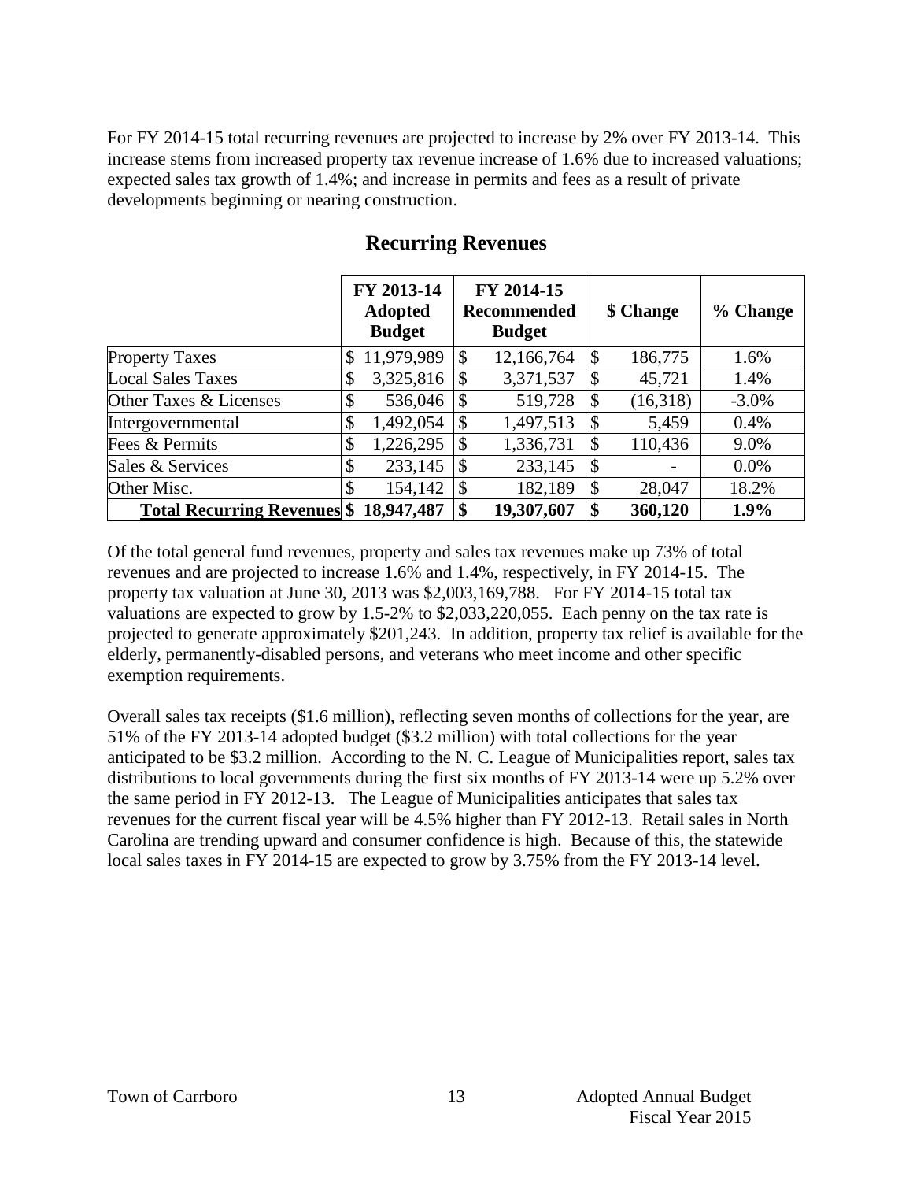For FY 2014-15 total recurring revenues are projected to increase by 2% over FY 2013-14. This increase stems from increased property tax revenue increase of 1.6% due to increased valuations; expected sales tax growth of 1.4%; and increase in permits and fees as a result of private developments beginning or nearing construction.

## Recurring Revenues

| | FY 2013-14 Adopted Budget | FY 2014-15 Recommended Budget | $ Change | % Change |
|---|---|---|---|---|
| Property Taxes | $ 11,979,989 | $ 12,166,764 | $ 186,775 | 1.6% |
| Local Sales Taxes | $ 3,325,816 | $ 3,371,537 | $ 45,721 | 1.4% |
| Other Taxes & Licenses | $ 536,046 | $ 519,728 | $ (16,318) | -3.0% |
| Intergovernmental | $ 1,492,054 | $ 1,497,513 | $ 5,459 | 0.4% |
| Fees & Permits | $ 1,226,295 | $ 1,336,731 | $ 110,436 | 9.0% |
| Sales & Services | $ 233,145 | $ 233,145 | $ - | 0.0% |
| Other Misc. | $ 154,142 | $ 182,189 | $ 28,047 | 18.2% |
| **Total Recurring Revenues** | **$ 18,947,487** | **$ 19,307,607** | **$ 360,120** | **1.9%** |

Of the total general fund revenues, property and sales tax revenues make up 73% of total revenues and are projected to increase 1.6% and 1.4%, respectively, in FY 2014-15. The property tax valuation at June 30, 2013 was $2,003,169,788. For FY 2014-15 total tax valuations are expected to grow by 1.5-2% to $2,033,220,055. Each penny on the tax rate is projected to generate approximately $201,243. In addition, property tax relief is available for the elderly, permanently-disabled persons, and veterans who meet income and other specific exemption requirements.

Overall sales tax receipts ($1.6 million), reflecting seven months of collections for the year, are 51% of the FY 2013-14 adopted budget ($3.2 million) with total collections for the year anticipated to be $3.2 million. According to the N. C. League of Municipalities report, sales tax distributions to local governments during the first six months of FY 2013-14 were up 5.2% over the same period in FY 2012-13. The League of Municipalities anticipates that sales tax revenues for the current fiscal year will be 4.5% higher than FY 2012-13. Retail sales in North Carolina are trending upward and consumer confidence is high. Because of this, the statewide local sales taxes in FY 2014-15 are expected to grow by 3.75% from the FY 2013-14 level.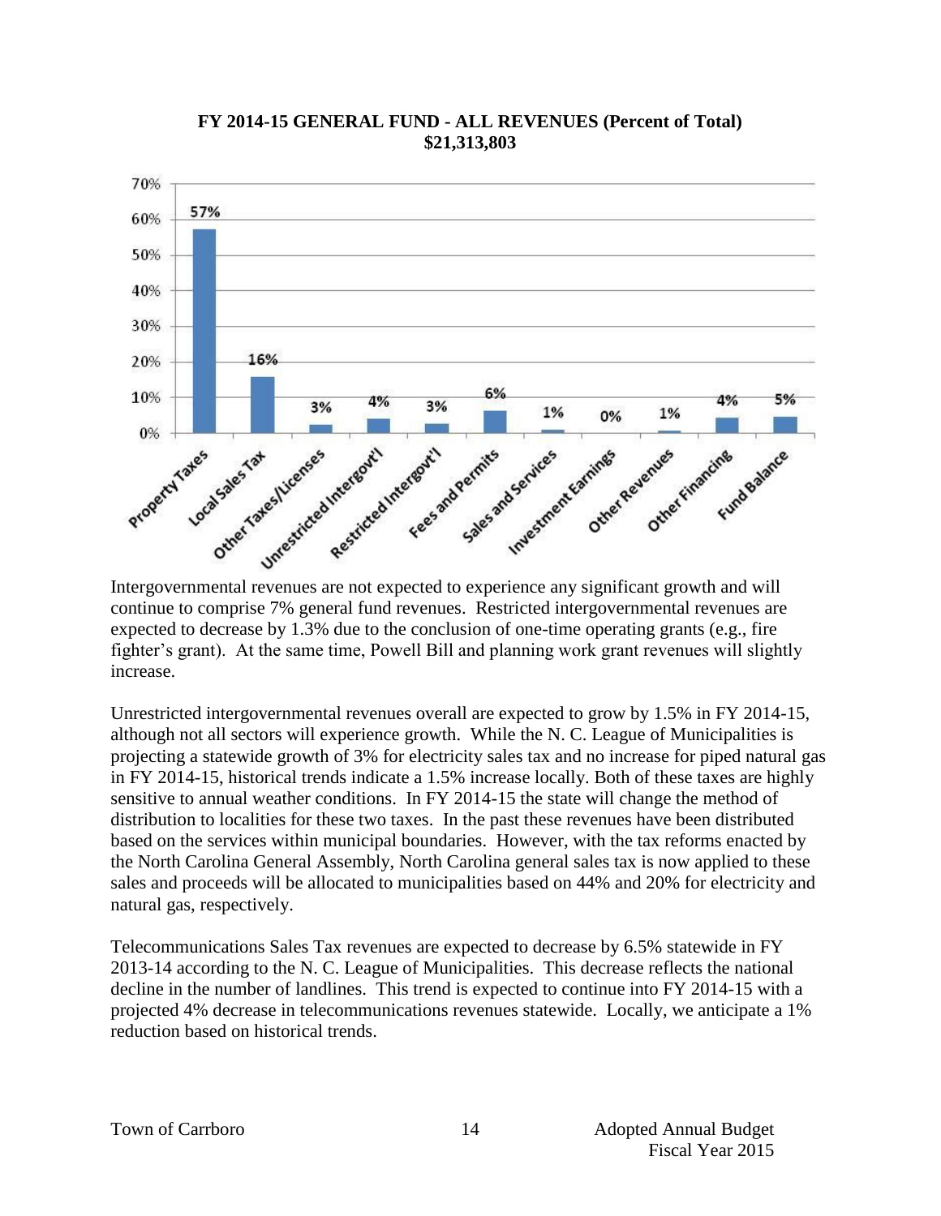**FY 2014-15 GENERAL FUND - ALL REVENUES (Percent of Total)**
**$21,313,803**

| Category | Percent of Total |
|---|---|
| Property Taxes | 57% |
| Local Sales Tax | 16% |
| Other Taxes/Licenses | 3% |
| Unrestricted Intergovt'l | 4% |
| Restricted Intergovt'l | 3% |
| Fees and Permits | 6% |
| Sales and Services | 1% |
| Investment Earnings | 0% |
| Other Revenues | 1% |
| Other Financing | 4% |
| Fund Balance | 5% |

Intergovernmental revenues are not expected to experience any significant growth and will continue to comprise 7% general fund revenues. Restricted intergovernmental revenues are expected to decrease by 1.3% due to the conclusion of one-time operating grants (e.g., fire fighter's grant). At the same time, Powell Bill and planning work grant revenues will slightly increase.

Unrestricted intergovernmental revenues overall are expected to grow by 1.5% in FY 2014-15, although not all sectors will experience growth. While the N. C. League of Municipalities is projecting a statewide growth of 3% for electricity sales tax and no increase for piped natural gas in FY 2014-15, historical trends indicate a 1.5% increase locally. Both of these taxes are highly sensitive to annual weather conditions. In FY 2014-15 the state will change the method of distribution to localities for these two taxes. In the past these revenues have been distributed based on the services within municipal boundaries. However, with the tax reforms enacted by the North Carolina General Assembly, North Carolina general sales tax is now applied to these sales and proceeds will be allocated to municipalities based on 44% and 20% for electricity and natural gas, respectively.

Telecommunications Sales Tax revenues are expected to decrease by 6.5% statewide in FY 2013-14 according to the N. C. League of Municipalities. This decrease reflects the national decline in the number of landlines. This trend is expected to continue into FY 2014-15 with a projected 4% decrease in telecommunications revenues statewide. Locally, we anticipate a 1% reduction based on historical trends.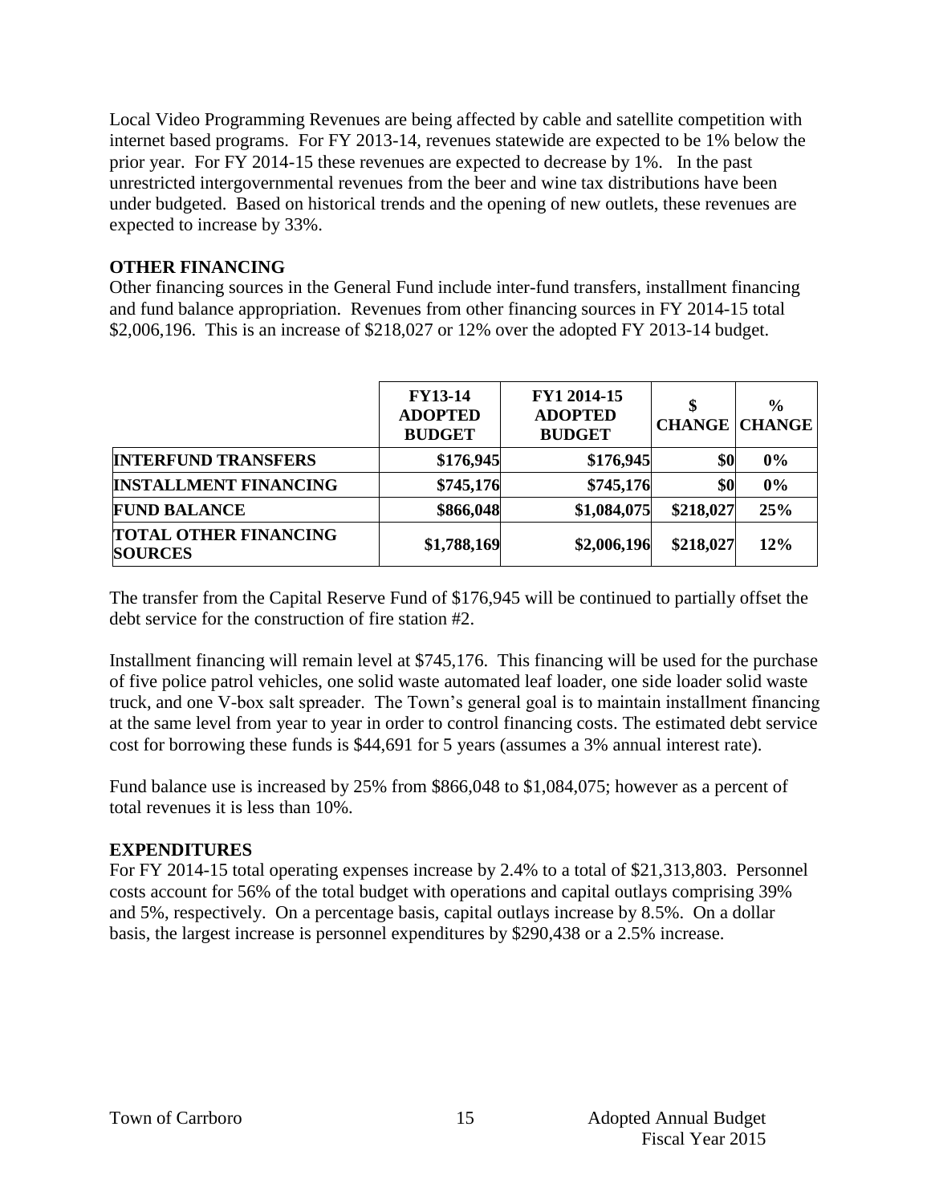Local Video Programming Revenues are being affected by cable and satellite competition with internet based programs. For FY 2013-14, revenues statewide are expected to be 1% below the prior year. For FY 2014-15 these revenues are expected to decrease by 1%. In the past unrestricted intergovernmental revenues from the beer and wine tax distributions have been under budgeted. Based on historical trends and the opening of new outlets, these revenues are expected to increase by 33%.

## OTHER FINANCING

Other financing sources in the General Fund include inter-fund transfers, installment financing and fund balance appropriation. Revenues from other financing sources in FY 2014-15 total $2,006,196. This is an increase of $218,027 or 12% over the adopted FY 2013-14 budget.

| | FY13-14 ADOPTED BUDGET | FY1 2014-15 ADOPTED BUDGET | $ CHANGE | % CHANGE |
|---|---|---|---|---|
| **INTERFUND TRANSFERS** | **$176,945** | **$176,945** | **$0** | **0%** |
| **INSTALLMENT FINANCING** | **$745,176** | **$745,176** | **$0** | **0%** |
| **FUND BALANCE** | **$866,048** | **$1,084,075** | **$218,027** | **25%** |
| **TOTAL OTHER FINANCING SOURCES** | **$1,788,169** | **$2,006,196** | **$218,027** | **12%** |

The transfer from the Capital Reserve Fund of $176,945 will be continued to partially offset the debt service for the construction of fire station #2.

Installment financing will remain level at $745,176. This financing will be used for the purchase of five police patrol vehicles, one solid waste automated leaf loader, one side loader solid waste truck, and one V-box salt spreader. The Town's general goal is to maintain installment financing at the same level from year to year in order to control financing costs. The estimated debt service cost for borrowing these funds is $44,691 for 5 years (assumes a 3% annual interest rate).

Fund balance use is increased by 25% from $866,048 to $1,084,075; however as a percent of total revenues it is less than 10%.

## EXPENDITURES

For FY 2014-15 total operating expenses increase by 2.4% to a total of $21,313,803. Personnel costs account for 56% of the total budget with operations and capital outlays comprising 39% and 5%, respectively. On a percentage basis, capital outlays increase by 8.5%. On a dollar basis, the largest increase is personnel expenditures by $290,438 or a 2.5% increase.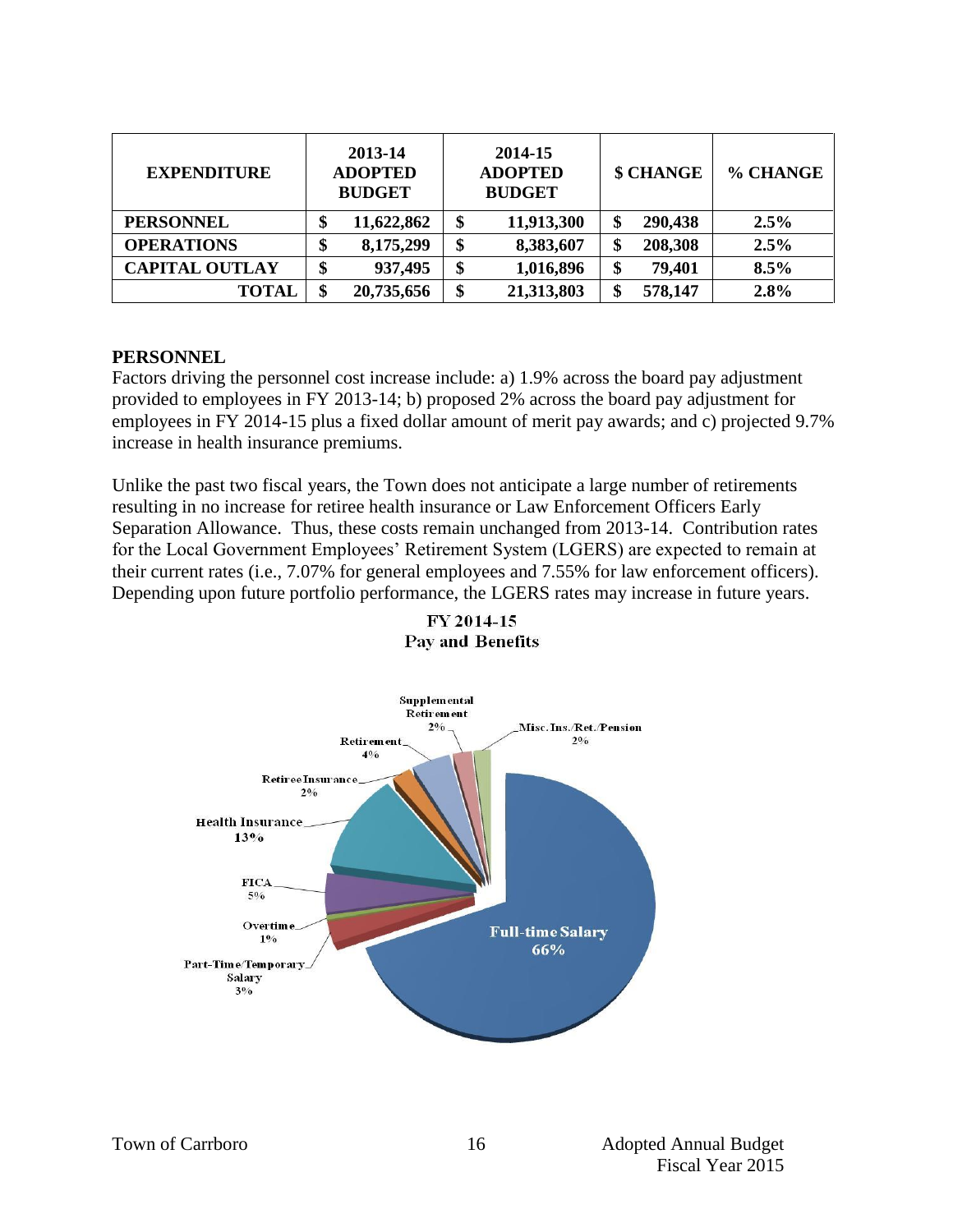| EXPENDITURE | 2013-14 ADOPTED BUDGET | 2014-15 ADOPTED BUDGET | $ CHANGE | % CHANGE |
|---|---|---|---|---|
| **PERSONNEL** | **$ 11,622,862** | **$ 11,913,300** | **$ 290,438** | **2.5%** |
| **OPERATIONS** | **$ 8,175,299** | **$ 8,383,607** | **$ 208,308** | **2.5%** |
| **CAPITAL OUTLAY** | **$ 937,495** | **$ 1,016,896** | **$ 79,401** | **8.5%** |
| **TOTAL** | **$ 20,735,656** | **$ 21,313,803** | **$ 578,147** | **2.8%** |

## PERSONNEL

Factors driving the personnel cost increase include: a) 1.9% across the board pay adjustment provided to employees in FY 2013-14; b) proposed 2% across the board pay adjustment for employees in FY 2014-15 plus a fixed dollar amount of merit pay awards; and c) projected 9.7% increase in health insurance premiums.

Unlike the past two fiscal years, the Town does not anticipate a large number of retirements resulting in no increase for retiree health insurance or Law Enforcement Officers Early Separation Allowance. Thus, these costs remain unchanged from 2013-14. Contribution rates for the Local Government Employees' Retirement System (LGERS) are expected to remain at their current rates (i.e., 7.07% for general employees and 7.55% for law enforcement officers). Depending upon future portfolio performance, the LGERS rates may increase in future years.

FY 2014-15
Pay and Benefits

| Category | Percent |
|---|---|
| Full-time Salary | 66% |
| Part-Time/Temporary Salary | 3% |
| Overtime | 1% |
| FICA | 5% |
| Health Insurance | 13% |
| Retiree Insurance | 2% |
| Retirement | 4% |
| Supplemental Retirement | 2% |
| Misc. Ins./Ret./Pension | 2% |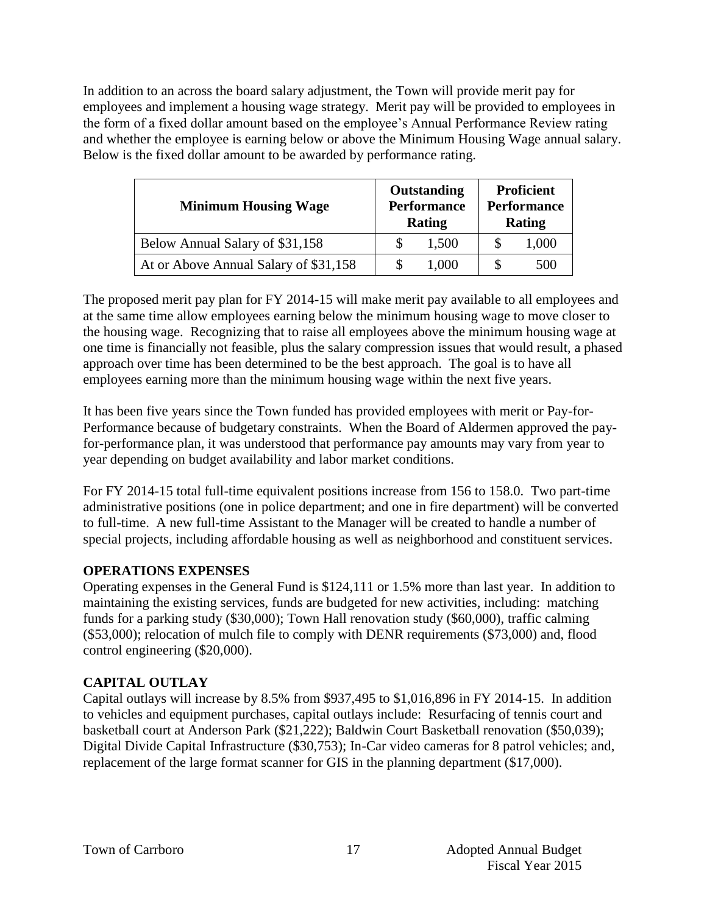In addition to an across the board salary adjustment, the Town will provide merit pay for employees and implement a housing wage strategy. Merit pay will be provided to employees in the form of a fixed dollar amount based on the employee's Annual Performance Review rating and whether the employee is earning below or above the Minimum Housing Wage annual salary. Below is the fixed dollar amount to be awarded by performance rating.

| Minimum Housing Wage | Outstanding Performance Rating | Proficient Performance Rating |
|---|---|---|
| Below Annual Salary of $31,158 | $ 1,500 | $ 1,000 |
| At or Above Annual Salary of $31,158 | $ 1,000 | $ 500 |

The proposed merit pay plan for FY 2014-15 will make merit pay available to all employees and at the same time allow employees earning below the minimum housing wage to move closer to the housing wage. Recognizing that to raise all employees above the minimum housing wage at one time is financially not feasible, plus the salary compression issues that would result, a phased approach over time has been determined to be the best approach. The goal is to have all employees earning more than the minimum housing wage within the next five years.

It has been five years since the Town funded has provided employees with merit or Pay-for-Performance because of budgetary constraints. When the Board of Aldermen approved the pay-for-performance plan, it was understood that performance pay amounts may vary from year to year depending on budget availability and labor market conditions.

For FY 2014-15 total full-time equivalent positions increase from 156 to 158.0. Two part-time administrative positions (one in police department; and one in fire department) will be converted to full-time. A new full-time Assistant to the Manager will be created to handle a number of special projects, including affordable housing as well as neighborhood and constituent services.

## OPERATIONS EXPENSES

Operating expenses in the General Fund is $124,111 or 1.5% more than last year. In addition to maintaining the existing services, funds are budgeted for new activities, including: matching funds for a parking study ($30,000); Town Hall renovation study ($60,000), traffic calming ($53,000); relocation of mulch file to comply with DENR requirements ($73,000) and, flood control engineering ($20,000).

## CAPITAL OUTLAY

Capital outlays will increase by 8.5% from $937,495 to $1,016,896 in FY 2014-15. In addition to vehicles and equipment purchases, capital outlays include: Resurfacing of tennis court and basketball court at Anderson Park ($21,222); Baldwin Court Basketball renovation ($50,039); Digital Divide Capital Infrastructure ($30,753); In-Car video cameras for 8 patrol vehicles; and, replacement of the large format scanner for GIS in the planning department ($17,000).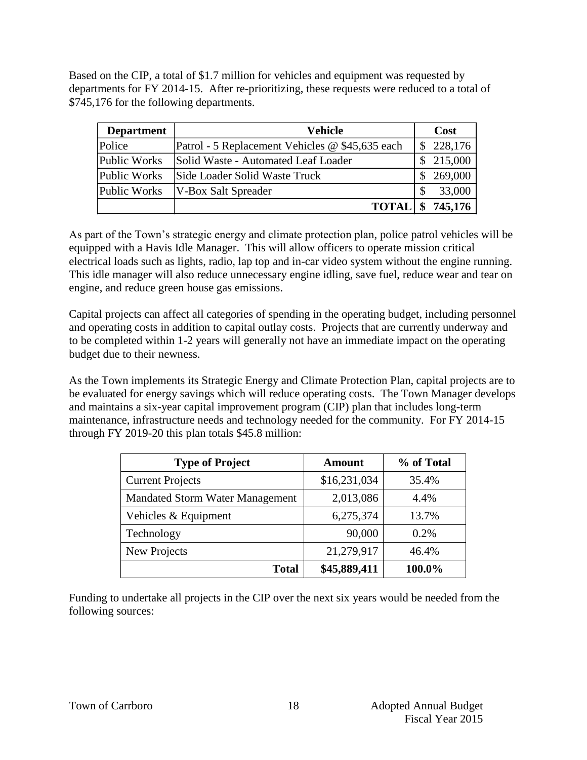Based on the CIP, a total of $1.7 million for vehicles and equipment was requested by departments for FY 2014-15. After re-prioritizing, these requests were reduced to a total of $745,176 for the following departments.

| Department | Vehicle | Cost |
|---|---|---|
| Police | Patrol - 5 Replacement Vehicles @ $45,635 each | $ 228,176 |
| Public Works | Solid Waste - Automated Leaf Loader | $ 215,000 |
| Public Works | Side Loader Solid Waste Truck | $ 269,000 |
| Public Works | V-Box Salt Spreader | $ 33,000 |
| | **TOTAL** | **$ 745,176** |

As part of the Town's strategic energy and climate protection plan, police patrol vehicles will be equipped with a Havis Idle Manager. This will allow officers to operate mission critical electrical loads such as lights, radio, lap top and in-car video system without the engine running. This idle manager will also reduce unnecessary engine idling, save fuel, reduce wear and tear on engine, and reduce green house gas emissions.

Capital projects can affect all categories of spending in the operating budget, including personnel and operating costs in addition to capital outlay costs. Projects that are currently underway and to be completed within 1-2 years will generally not have an immediate impact on the operating budget due to their newness.

As the Town implements its Strategic Energy and Climate Protection Plan, capital projects are to be evaluated for energy savings which will reduce operating costs. The Town Manager develops and maintains a six-year capital improvement program (CIP) plan that includes long-term maintenance, infrastructure needs and technology needed for the community. For FY 2014-15 through FY 2019-20 this plan totals $45.8 million:

| Type of Project | Amount | % of Total |
|---|---|---|
| Current Projects | $16,231,034 | 35.4% |
| Mandated Storm Water Management | 2,013,086 | 4.4% |
| Vehicles & Equipment | 6,275,374 | 13.7% |
| Technology | 90,000 | 0.2% |
| New Projects | 21,279,917 | 46.4% |
| **Total** | **$45,889,411** | **100.0%** |

Funding to undertake all projects in the CIP over the next six years would be needed from the following sources: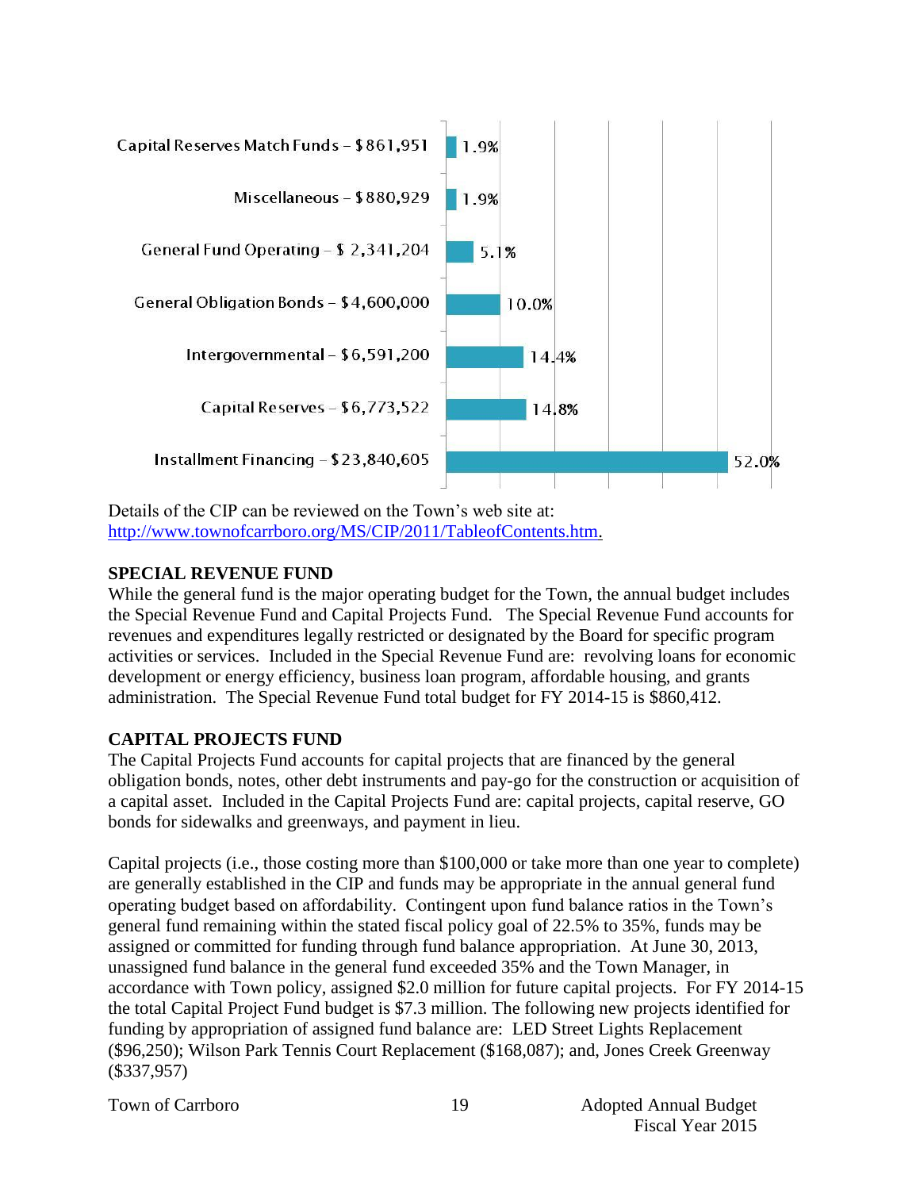| Source | Percent |
|---|---|
| Capital Reserves Match Funds – $861,951 | 1.9% |
| Miscellaneous – $880,929 | 1.9% |
| General Fund Operating – $ 2,341,204 | 5.1% |
| General Obligation Bonds – $4,600,000 | 10.0% |
| Intergovernmental – $6,591,200 | 14.4% |
| Capital Reserves – $6,773,522 | 14.8% |
| Installment Financing – $23,840,605 | 52.0% |

Details of the CIP can be reviewed on the Town's web site at: [http://www.townofcarrboro.org/MS/CIP/2011/TableofContents.htm.](http://www.townofcarrboro.org/MS/CIP/2011/TableofContents.htm)

**SPECIAL REVENUE FUND**

While the general fund is the major operating budget for the Town, the annual budget includes the Special Revenue Fund and Capital Projects Fund. The Special Revenue Fund accounts for revenues and expenditures legally restricted or designated by the Board for specific program activities or services. Included in the Special Revenue Fund are: revolving loans for economic development or energy efficiency, business loan program, affordable housing, and grants administration. The Special Revenue Fund total budget for FY 2014-15 is $860,412.

**CAPITAL PROJECTS FUND**

The Capital Projects Fund accounts for capital projects that are financed by the general obligation bonds, notes, other debt instruments and pay-go for the construction or acquisition of a capital asset. Included in the Capital Projects Fund are: capital projects, capital reserve, GO bonds for sidewalks and greenways, and payment in lieu.

Capital projects (i.e., those costing more than $100,000 or take more than one year to complete) are generally established in the CIP and funds may be appropriate in the annual general fund operating budget based on affordability. Contingent upon fund balance ratios in the Town's general fund remaining within the stated fiscal policy goal of 22.5% to 35%, funds may be assigned or committed for funding through fund balance appropriation. At June 30, 2013, unassigned fund balance in the general fund exceeded 35% and the Town Manager, in accordance with Town policy, assigned $2.0 million for future capital projects. For FY 2014-15 the total Capital Project Fund budget is $7.3 million. The following new projects identified for funding by appropriation of assigned fund balance are: LED Street Lights Replacement ($96,250); Wilson Park Tennis Court Replacement ($168,087); and, Jones Creek Greenway ($337,957)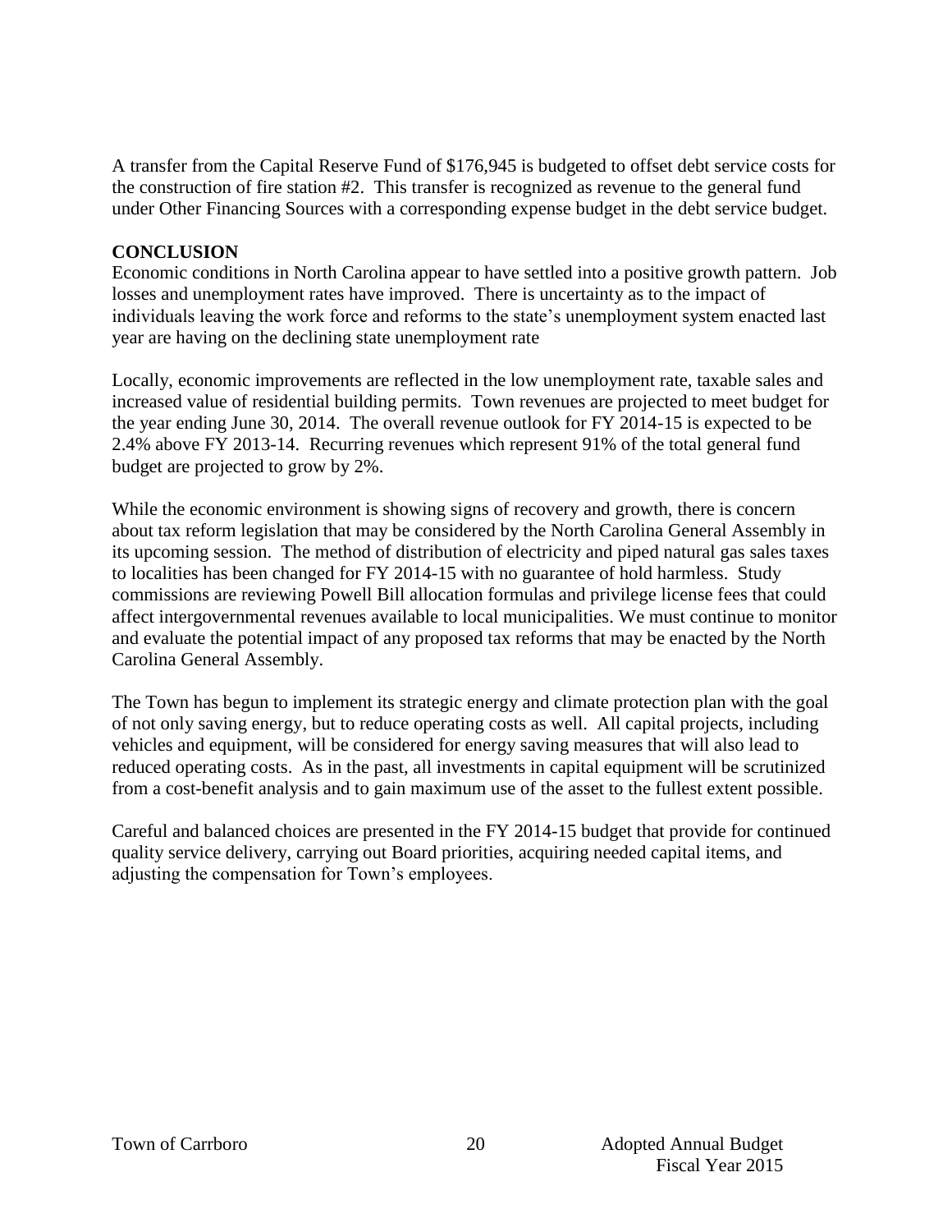A transfer from the Capital Reserve Fund of $176,945 is budgeted to offset debt service costs for the construction of fire station #2. This transfer is recognized as revenue to the general fund under Other Financing Sources with a corresponding expense budget in the debt service budget.

**CONCLUSION**

Economic conditions in North Carolina appear to have settled into a positive growth pattern. Job losses and unemployment rates have improved. There is uncertainty as to the impact of individuals leaving the work force and reforms to the state's unemployment system enacted last year are having on the declining state unemployment rate

Locally, economic improvements are reflected in the low unemployment rate, taxable sales and increased value of residential building permits. Town revenues are projected to meet budget for the year ending June 30, 2014. The overall revenue outlook for FY 2014-15 is expected to be 2.4% above FY 2013-14. Recurring revenues which represent 91% of the total general fund budget are projected to grow by 2%.

While the economic environment is showing signs of recovery and growth, there is concern about tax reform legislation that may be considered by the North Carolina General Assembly in its upcoming session. The method of distribution of electricity and piped natural gas sales taxes to localities has been changed for FY 2014-15 with no guarantee of hold harmless. Study commissions are reviewing Powell Bill allocation formulas and privilege license fees that could affect intergovernmental revenues available to local municipalities. We must continue to monitor and evaluate the potential impact of any proposed tax reforms that may be enacted by the North Carolina General Assembly.

The Town has begun to implement its strategic energy and climate protection plan with the goal of not only saving energy, but to reduce operating costs as well. All capital projects, including vehicles and equipment, will be considered for energy saving measures that will also lead to reduced operating costs. As in the past, all investments in capital equipment will be scrutinized from a cost-benefit analysis and to gain maximum use of the asset to the fullest extent possible.

Careful and balanced choices are presented in the FY 2014-15 budget that provide for continued quality service delivery, carrying out Board priorities, acquiring needed capital items, and adjusting the compensation for Town's employees.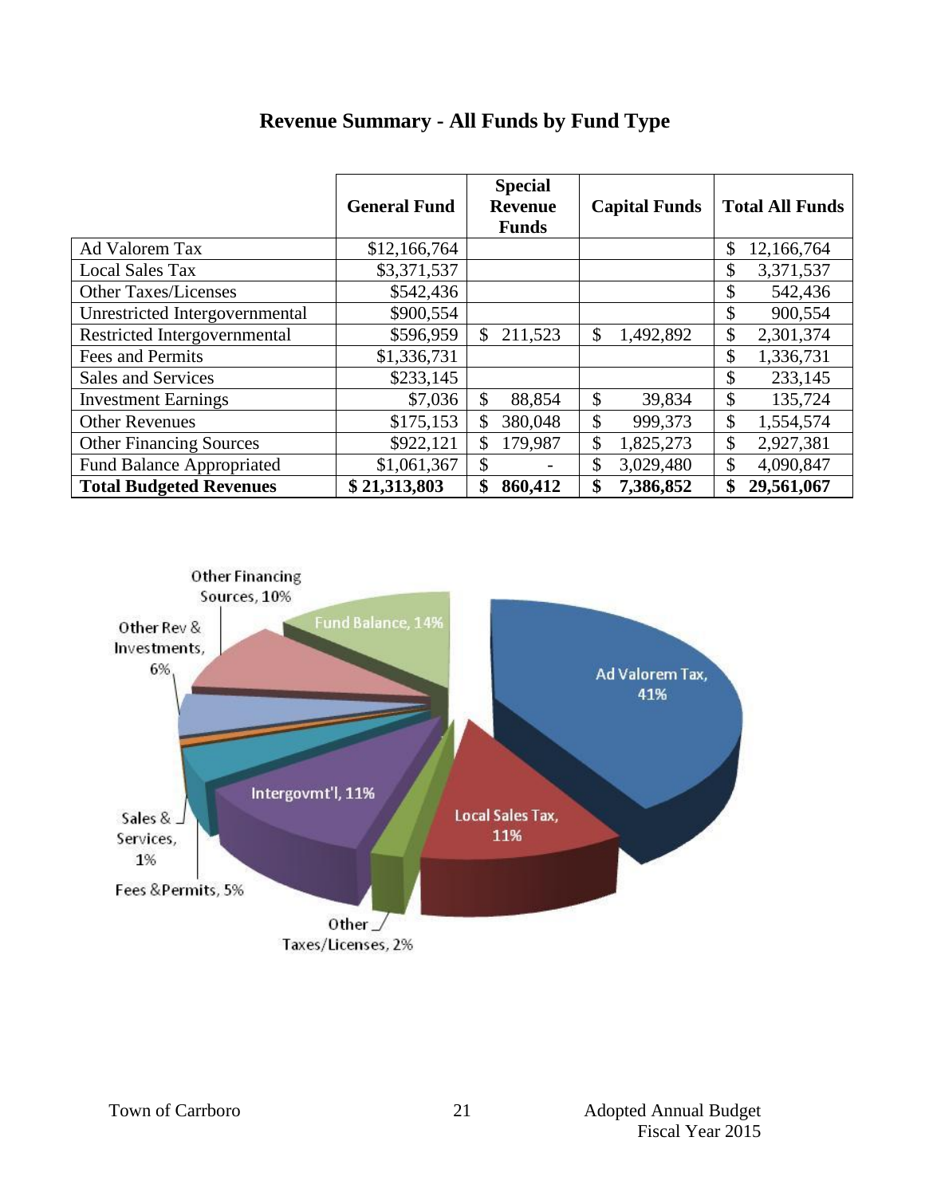# Revenue Summary - All Funds by Fund Type

| | General Fund | Special Revenue Funds | Capital Funds | Total All Funds |
|---|---|---|---|---|
| Ad Valorem Tax | $12,166,764 | | | $ 12,166,764 |
| Local Sales Tax | $3,371,537 | | | $ 3,371,537 |
| Other Taxes/Licenses | $542,436 | | | $ 542,436 |
| Unrestricted Intergovernmental | $900,554 | | | $ 900,554 |
| Restricted Intergovernmental | $596,959 | $ 211,523 | $ 1,492,892 | $ 2,301,374 |
| Fees and Permits | $1,336,731 | | | $ 1,336,731 |
| Sales and Services | $233,145 | | | $ 233,145 |
| Investment Earnings | $7,036 | $ 88,854 | $ 39,834 | $ 135,724 |
| Other Revenues | $175,153 | $ 380,048 | $ 999,373 | $ 1,554,574 |
| Other Financing Sources | $922,121 | $ 179,987 | $ 1,825,273 | $ 2,927,381 |
| Fund Balance Appropriated | $1,061,367 | $ - | $ 3,029,480 | $ 4,090,847 |
| **Total Budgeted Revenues** | **$ 21,313,803** | **$ 860,412** | **$ 7,386,852** | **$ 29,561,067** |

Other Financing Sources, 10%
Fund Balance, 14%
Other Rev & Investments, 6%
Ad Valorem Tax, 41%
Intergovmt'l, 11%
Local Sales Tax, 11%
Sales & Services, 1%
Fees &Permits, 5%
Other Taxes/Licenses, 2%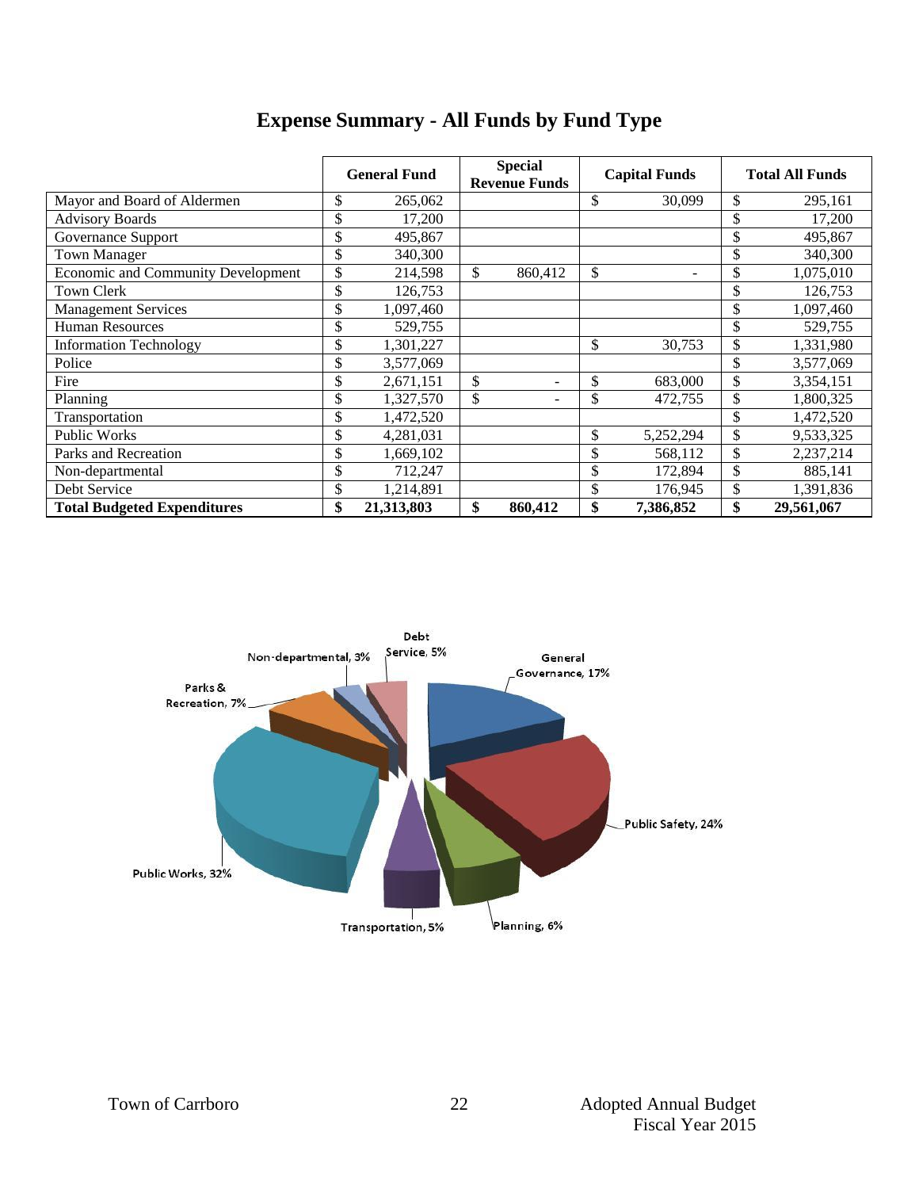# Expense Summary - All Funds by Fund Type

| | General Fund | Special Revenue Funds | Capital Funds | Total All Funds |
|---|---|---|---|---|
| Mayor and Board of Aldermen | $ 265,062 | | $ 30,099 | $ 295,161 |
| Advisory Boards | $ 17,200 | | | $ 17,200 |
| Governance Support | $ 495,867 | | | $ 495,867 |
| Town Manager | $ 340,300 | | | $ 340,300 |
| Economic and Community Development | $ 214,598 | $ 860,412 | $ - | $ 1,075,010 |
| Town Clerk | $ 126,753 | | | $ 126,753 |
| Management Services | $ 1,097,460 | | | $ 1,097,460 |
| Human Resources | $ 529,755 | | | $ 529,755 |
| Information Technology | $ 1,301,227 | | $ 30,753 | $ 1,331,980 |
| Police | $ 3,577,069 | | | $ 3,577,069 |
| Fire | $ 2,671,151 | $ - | $ 683,000 | $ 3,354,151 |
| Planning | $ 1,327,570 | $ - | $ 472,755 | $ 1,800,325 |
| Transportation | $ 1,472,520 | | | $ 1,472,520 |
| Public Works | $ 4,281,031 | | $ 5,252,294 | $ 9,533,325 |
| Parks and Recreation | $ 1,669,102 | | $ 568,112 | $ 2,237,214 |
| Non-departmental | $ 712,247 | | $ 172,894 | $ 885,141 |
| Debt Service | $ 1,214,891 | | $ 176,945 | $ 1,391,836 |
| **Total Budgeted Expenditures** | **$ 21,313,803** | **$ 860,412** | **$ 7,386,852** | **$ 29,561,067** |

Debt Service, 5%
General Governance, 17%
Public Safety, 24%
Planning, 6%
Transportation, 5%
Public Works, 32%
Parks & Recreation, 7%
Non-departmental, 3%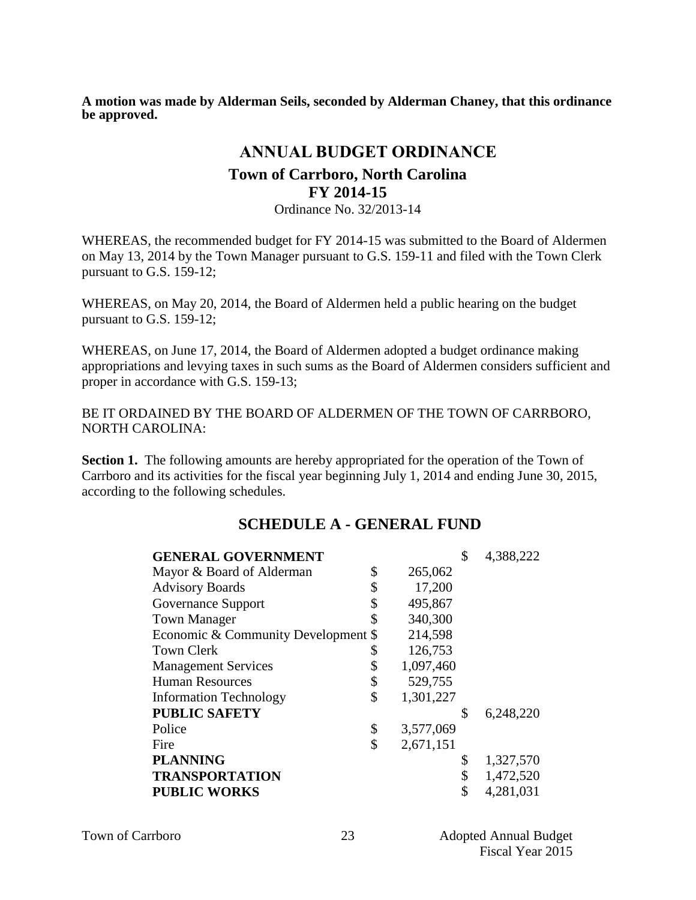**A motion was made by Alderman Seils, seconded by Alderman Chaney, that this ordinance be approved.**

# ANNUAL BUDGET ORDINANCE

## Town of Carrboro, North Carolina

## FY 2014-15

Ordinance No. 32/2013-14

WHEREAS, the recommended budget for FY 2014-15 was submitted to the Board of Aldermen on May 13, 2014 by the Town Manager pursuant to G.S. 159-11 and filed with the Town Clerk pursuant to G.S. 159-12;

WHEREAS, on May 20, 2014, the Board of Aldermen held a public hearing on the budget pursuant to G.S. 159-12;

WHEREAS, on June 17, 2014, the Board of Aldermen adopted a budget ordinance making appropriations and levying taxes in such sums as the Board of Aldermen considers sufficient and proper in accordance with G.S. 159-13;

BE IT ORDAINED BY THE BOARD OF ALDERMEN OF THE TOWN OF CARRBORO, NORTH CAROLINA:

**Section 1.** The following amounts are hereby appropriated for the operation of the Town of Carrboro and its activities for the fiscal year beginning July 1, 2014 and ending June 30, 2015, according to the following schedules.

## SCHEDULE A - GENERAL FUND

| | | |
|---|---|---|
| **GENERAL GOVERNMENT** | | $ 4,388,222 |
| Mayor & Board of Alderman | $ 265,062 | |
| Advisory Boards | $ 17,200 | |
| Governance Support | $ 495,867 | |
| Town Manager | $ 340,300 | |
| Economic & Community Development | $ 214,598 | |
| Town Clerk | $ 126,753 | |
| Management Services | $ 1,097,460 | |
| Human Resources | $ 529,755 | |
| Information Technology | $ 1,301,227 | |
| **PUBLIC SAFETY** | | $ 6,248,220 |
| Police | $ 3,577,069 | |
| Fire | $ 2,671,151 | |
| **PLANNING** | | $ 1,327,570 |
| **TRANSPORTATION** | | $ 1,472,520 |
| **PUBLIC WORKS** | | $ 4,281,031 |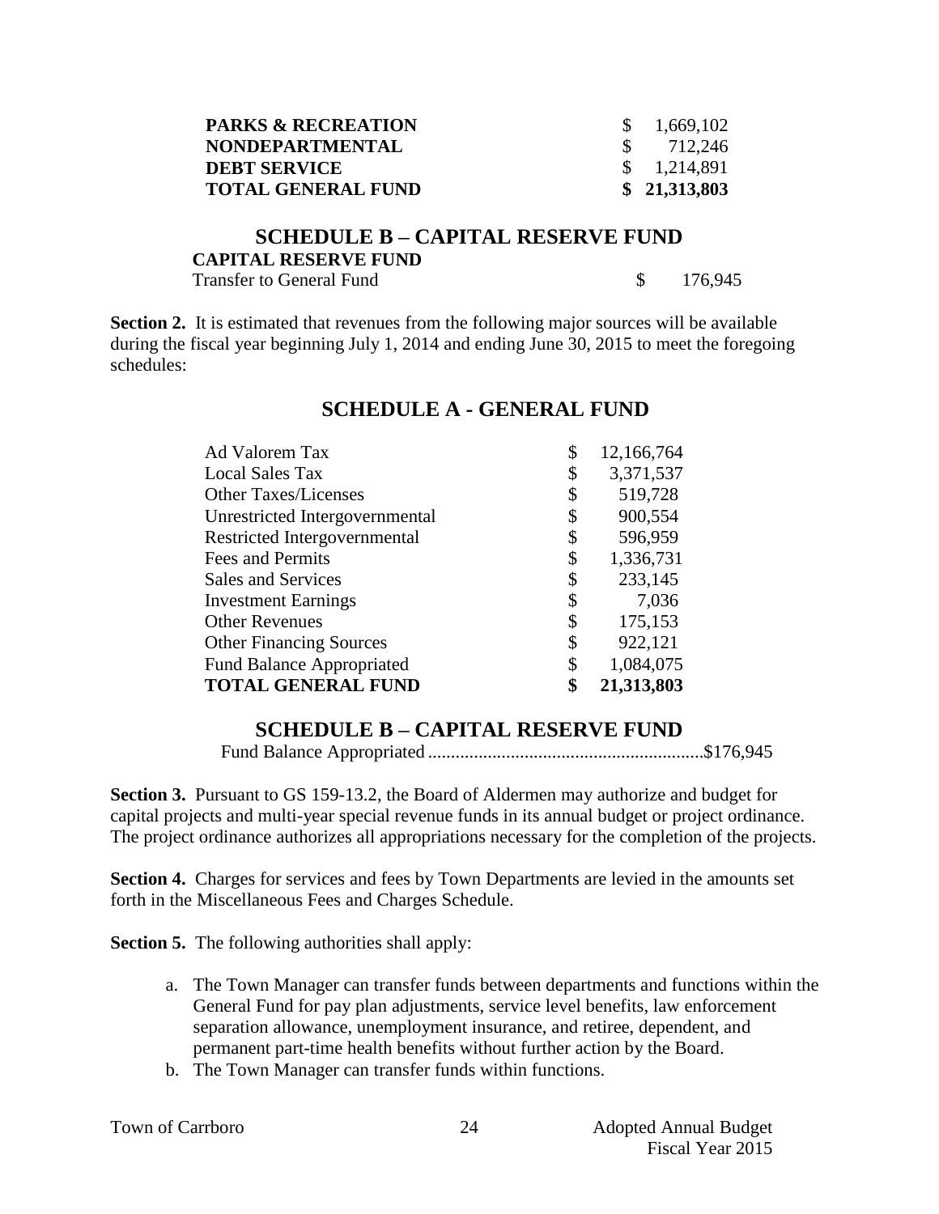| | |
|---|---|
| **PARKS & RECREATION** | $ 1,669,102 |
| **NONDEPARTMENTAL** | $ 712,246 |
| **DEBT SERVICE** | $ 1,214,891 |
| **TOTAL GENERAL FUND** | **$ 21,313,803** |

## SCHEDULE B – CAPITAL RESERVE FUND

| **CAPITAL RESERVE FUND** | |
|---|---|
| Transfer to General Fund | $ 176,945 |

**Section 2.** It is estimated that revenues from the following major sources will be available during the fiscal year beginning July 1, 2014 and ending June 30, 2015 to meet the foregoing schedules:

## SCHEDULE A - GENERAL FUND

| | |
|---|---|
| Ad Valorem Tax | $ 12,166,764 |
| Local Sales Tax | $ 3,371,537 |
| Other Taxes/Licenses | $ 519,728 |
| Unrestricted Intergovernmental | $ 900,554 |
| Restricted Intergovernmental | $ 596,959 |
| Fees and Permits | $ 1,336,731 |
| Sales and Services | $ 233,145 |
| Investment Earnings | $ 7,036 |
| Other Revenues | $ 175,153 |
| Other Financing Sources | $ 922,121 |
| Fund Balance Appropriated | $ 1,084,075 |
| **TOTAL GENERAL FUND** | **$ 21,313,803** |

## SCHEDULE B – CAPITAL RESERVE FUND

Fund Balance Appropriated ..........................................................$176,945

**Section 3.** Pursuant to GS 159-13.2, the Board of Aldermen may authorize and budget for capital projects and multi-year special revenue funds in its annual budget or project ordinance. The project ordinance authorizes all appropriations necessary for the completion of the projects.

**Section 4.** Charges for services and fees by Town Departments are levied in the amounts set forth in the Miscellaneous Fees and Charges Schedule.

**Section 5.** The following authorities shall apply:

a. The Town Manager can transfer funds between departments and functions within the General Fund for pay plan adjustments, service level benefits, law enforcement separation allowance, unemployment insurance, and retiree, dependent, and permanent part-time health benefits without further action by the Board.
b. The Town Manager can transfer funds within functions.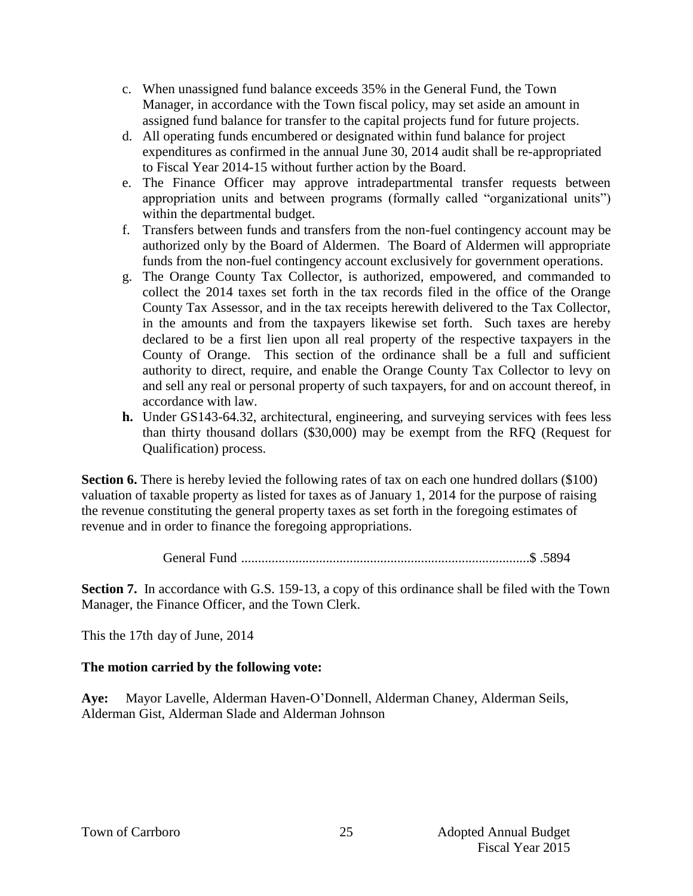c. When unassigned fund balance exceeds 35% in the General Fund, the Town Manager, in accordance with the Town fiscal policy, may set aside an amount in assigned fund balance for transfer to the capital projects fund for future projects.
d. All operating funds encumbered or designated within fund balance for project expenditures as confirmed in the annual June 30, 2014 audit shall be re-appropriated to Fiscal Year 2014-15 without further action by the Board.
e. The Finance Officer may approve intradepartmental transfer requests between appropriation units and between programs (formally called "organizational units") within the departmental budget.
f. Transfers between funds and transfers from the non-fuel contingency account may be authorized only by the Board of Aldermen. The Board of Aldermen will appropriate funds from the non-fuel contingency account exclusively for government operations.
g. The Orange County Tax Collector, is authorized, empowered, and commanded to collect the 2014 taxes set forth in the tax records filed in the office of the Orange County Tax Assessor, and in the tax receipts herewith delivered to the Tax Collector, in the amounts and from the taxpayers likewise set forth. Such taxes are hereby declared to be a first lien upon all real property of the respective taxpayers in the County of Orange. This section of the ordinance shall be a full and sufficient authority to direct, require, and enable the Orange County Tax Collector to levy on and sell any real or personal property of such taxpayers, for and on account thereof, in accordance with law.
**h.** Under GS143-64.32, architectural, engineering, and surveying services with fees less than thirty thousand dollars ($30,000) may be exempt from the RFQ (Request for Qualification) process.

**Section 6.** There is hereby levied the following rates of tax on each one hundred dollars ($100) valuation of taxable property as listed for taxes as of January 1, 2014 for the purpose of raising the revenue constituting the general property taxes as set forth in the foregoing estimates of revenue and in order to finance the foregoing appropriations.

General Fund ....................................................................................$ .5894

**Section 7.** In accordance with G.S. 159-13, a copy of this ordinance shall be filed with the Town Manager, the Finance Officer, and the Town Clerk.

This the 17th day of June, 2014

**The motion carried by the following vote:**

**Aye:** Mayor Lavelle, Alderman Haven-O'Donnell, Alderman Chaney, Alderman Seils, Alderman Gist, Alderman Slade and Alderman Johnson